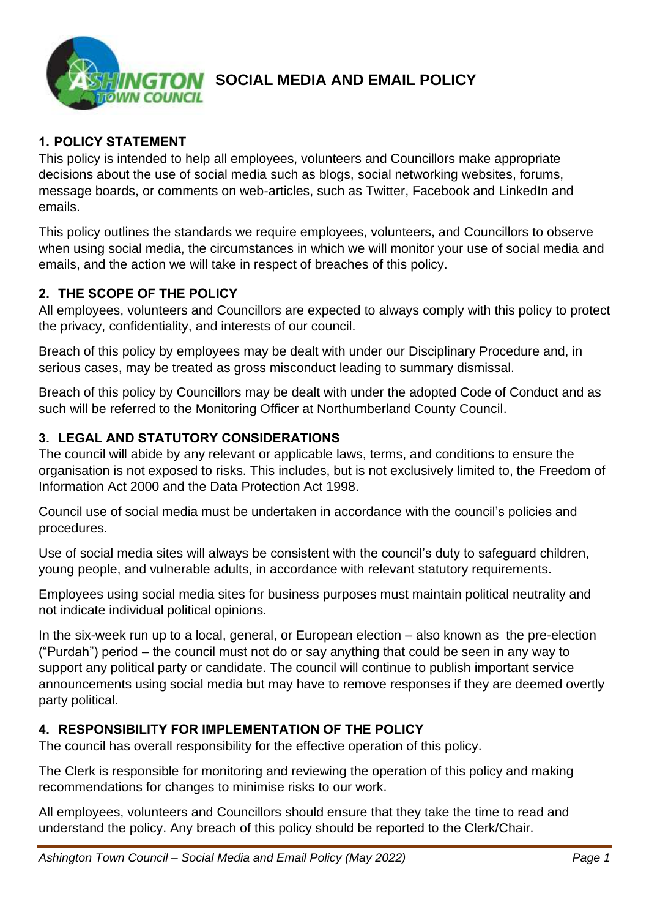# SOCIAL MEDIA AND EMAIL POLICY

## 1. POLICY STATEMENT

This policy is intended to help all employees, volunteers and Councillors make appropriate decisions about the use of social media such as blogs, social networking websites, forums, message boards, or comments on web-articles, such as Twitter, Facebook and LinkedIn and emails.

This policy outlines the standards we require employees, volunteers, and Councillors to observe when using social media, the circumstances in which we will monitor your use of social media and emails, and the action we will take in respect of breaches of this policy.

## 2. THE SCOPE OF THE POLICY

All employees, volunteers and Councillors are expected to always comply with this policy to protect the privacy, confidentiality, and interests of our council.

Breach of this policy by employees may be dealt with under our Disciplinary Procedure and, in serious cases, may be treated as gross misconduct leading to summary dismissal.

Breach of this policy by Councillors may be dealt with under the adopted Code of Conduct and as such will be referred to the Monitoring Officer at Northumberland County Council.

## 3. LEGAL AND STATUTORY CONSIDERATIONS

The council will abide by any relevant or applicable laws, terms, and conditions to ensure the organisation is not exposed to risks. This includes, but is not exclusively limited to, the Freedom of Information Act 2000 and the Data Protection Act 1998.

Council use of social media must be undertaken in accordance with the council's policies and procedures.

Use of social media sites will always be consistent with the council's duty to safeguard children, young people, and vulnerable adults, in accordance with relevant statutory requirements.

Employees using social media sites for business purposes must maintain political neutrality and not indicate individual political opinions.

In the six-week run up to a local, general, or European election – also known as the pre-election ("Purdah") period – the council must not do or say anything that could be seen in any way to support any political party or candidate. The council will continue to publish important service announcements using social media but may have to remove responses if they are deemed overtly party political.

## 4. RESPONSIBILITY FOR IMPLEMENTATION OF THE POLICY

The council has overall responsibility for the effective operation of this policy.

The Clerk is responsible for monitoring and reviewing the operation of this policy and making recommendations for changes to minimise risks to our work.

All employees, volunteers and Councillors should ensure that they take the time to read and understand the policy. Any breach of this policy should be reported to the Clerk/Chair.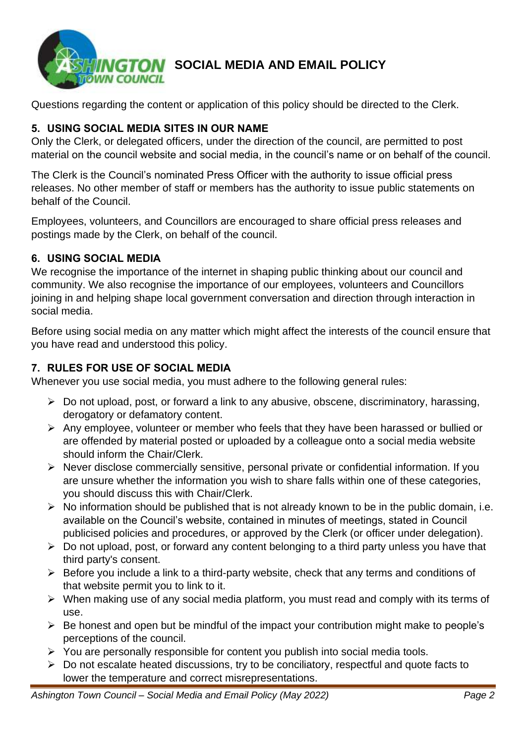Questions regarding the content or application of this policy should be directed to the Clerk.

## 5. USING SOCIAL MEDIA SITES IN OUR NAME

Only the Clerk, or delegated officers, under the direction of the council, are permitted to post material on the council website and social media, in the council's name or on behalf of the council.

The Clerk is the Council's nominated Press Officer with the authority to issue official press releases. No other member of staff or members has the authority to issue public statements on behalf of the Council.

Employees, volunteers, and Councillors are encouraged to share official press releases and postings made by the Clerk, on behalf of the council.

## 6. USING SOCIAL MEDIA

We recognise the importance of the internet in shaping public thinking about our council and community. We also recognise the importance of our employees, volunteers and Councillors joining in and helping shape local government conversation and direction through interaction in social media.

Before using social media on any matter which might affect the interests of the council ensure that you have read and understood this policy.

## 7. RULES FOR USE OF SOCIAL MEDIA

Whenever you use social media, you must adhere to the following general rules:

- Do not upload, post, or forward a link to any abusive, obscene, discriminatory, harassing, derogatory or defamatory content.
- Any employee, volunteer or member who feels that they have been harassed or bullied or are offended by material posted or uploaded by a colleague onto a social media website should inform the Chair/Clerk.
- Never disclose commercially sensitive, personal private or confidential information. If you are unsure whether the information you wish to share falls within one of these categories, you should discuss this with Chair/Clerk.
- No information should be published that is not already known to be in the public domain, i.e. available on the Council's website, contained in minutes of meetings, stated in Council publicised policies and procedures, or approved by the Clerk (or officer under delegation).
- Do not upload, post, or forward any content belonging to a third party unless you have that third party's consent.
- Before you include a link to a third-party website, check that any terms and conditions of that website permit you to link to it.
- When making use of any social media platform, you must read and comply with its terms of use.
- Be honest and open but be mindful of the impact your contribution might make to people's perceptions of the council.
- You are personally responsible for content you publish into social media tools.
- Do not escalate heated discussions, try to be conciliatory, respectful and quote facts to lower the temperature and correct misrepresentations.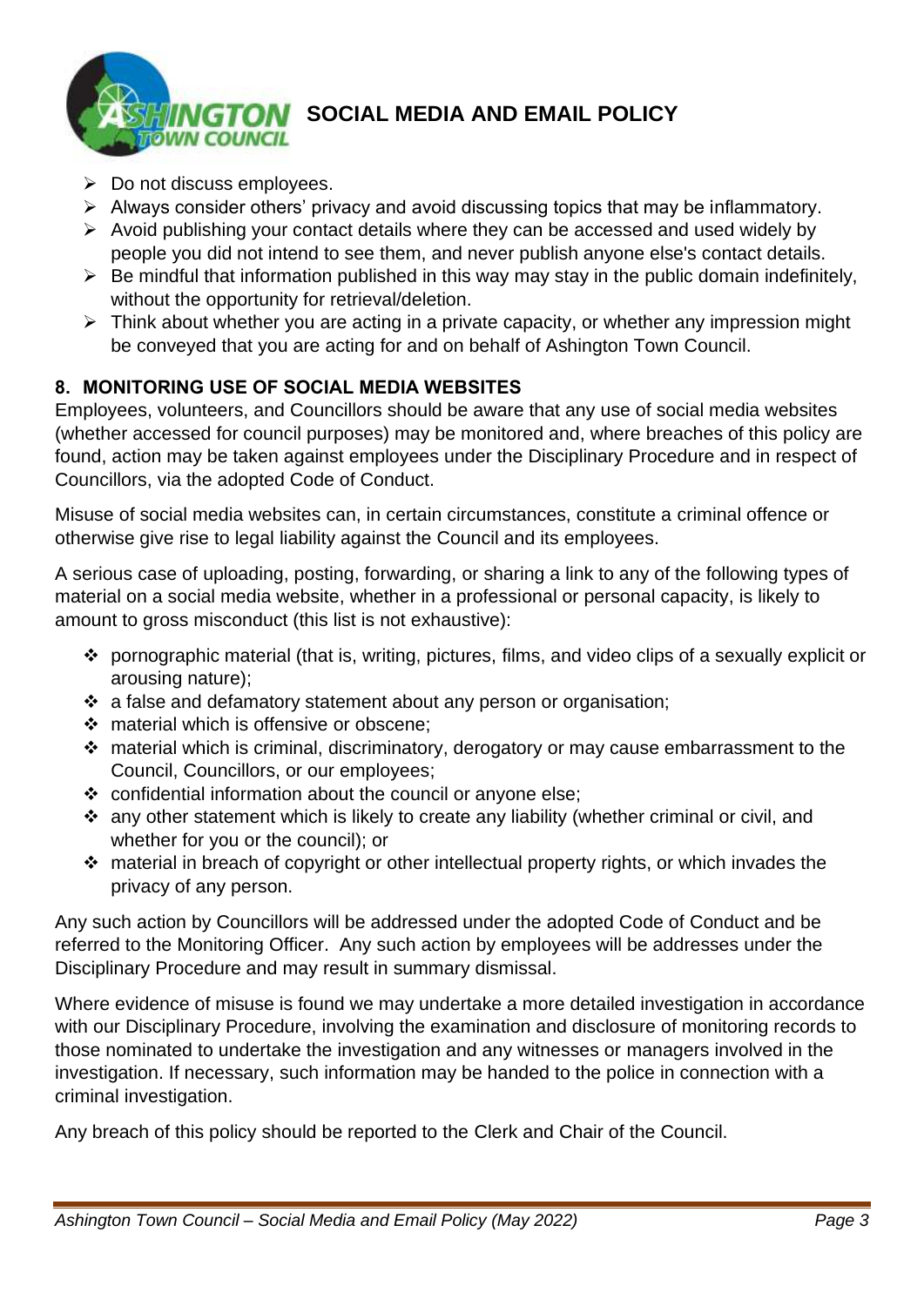- Do not discuss employees.
- Always consider others' privacy and avoid discussing topics that may be inflammatory.
- Avoid publishing your contact details where they can be accessed and used widely by people you did not intend to see them, and never publish anyone else's contact details.
- Be mindful that information published in this way may stay in the public domain indefinitely, without the opportunity for retrieval/deletion.
- Think about whether you are acting in a private capacity, or whether any impression might be conveyed that you are acting for and on behalf of Ashington Town Council.

## 8. MONITORING USE OF SOCIAL MEDIA WEBSITES

Employees, volunteers, and Councillors should be aware that any use of social media websites (whether accessed for council purposes) may be monitored and, where breaches of this policy are found, action may be taken against employees under the Disciplinary Procedure and in respect of Councillors, via the adopted Code of Conduct.

Misuse of social media websites can, in certain circumstances, constitute a criminal offence or otherwise give rise to legal liability against the Council and its employees.

A serious case of uploading, posting, forwarding, or sharing a link to any of the following types of material on a social media website, whether in a professional or personal capacity, is likely to amount to gross misconduct (this list is not exhaustive):

- pornographic material (that is, writing, pictures, films, and video clips of a sexually explicit or arousing nature);
- a false and defamatory statement about any person or organisation;
- material which is offensive or obscene;
- material which is criminal, discriminatory, derogatory or may cause embarrassment to the Council, Councillors, or our employees;
- confidential information about the council or anyone else;
- any other statement which is likely to create any liability (whether criminal or civil, and whether for you or the council); or
- material in breach of copyright or other intellectual property rights, or which invades the privacy of any person.

Any such action by Councillors will be addressed under the adopted Code of Conduct and be referred to the Monitoring Officer. Any such action by employees will be addresses under the Disciplinary Procedure and may result in summary dismissal.

Where evidence of misuse is found we may undertake a more detailed investigation in accordance with our Disciplinary Procedure, involving the examination and disclosure of monitoring records to those nominated to undertake the investigation and any witnesses or managers involved in the investigation. If necessary, such information may be handed to the police in connection with a criminal investigation.

Any breach of this policy should be reported to the Clerk and Chair of the Council.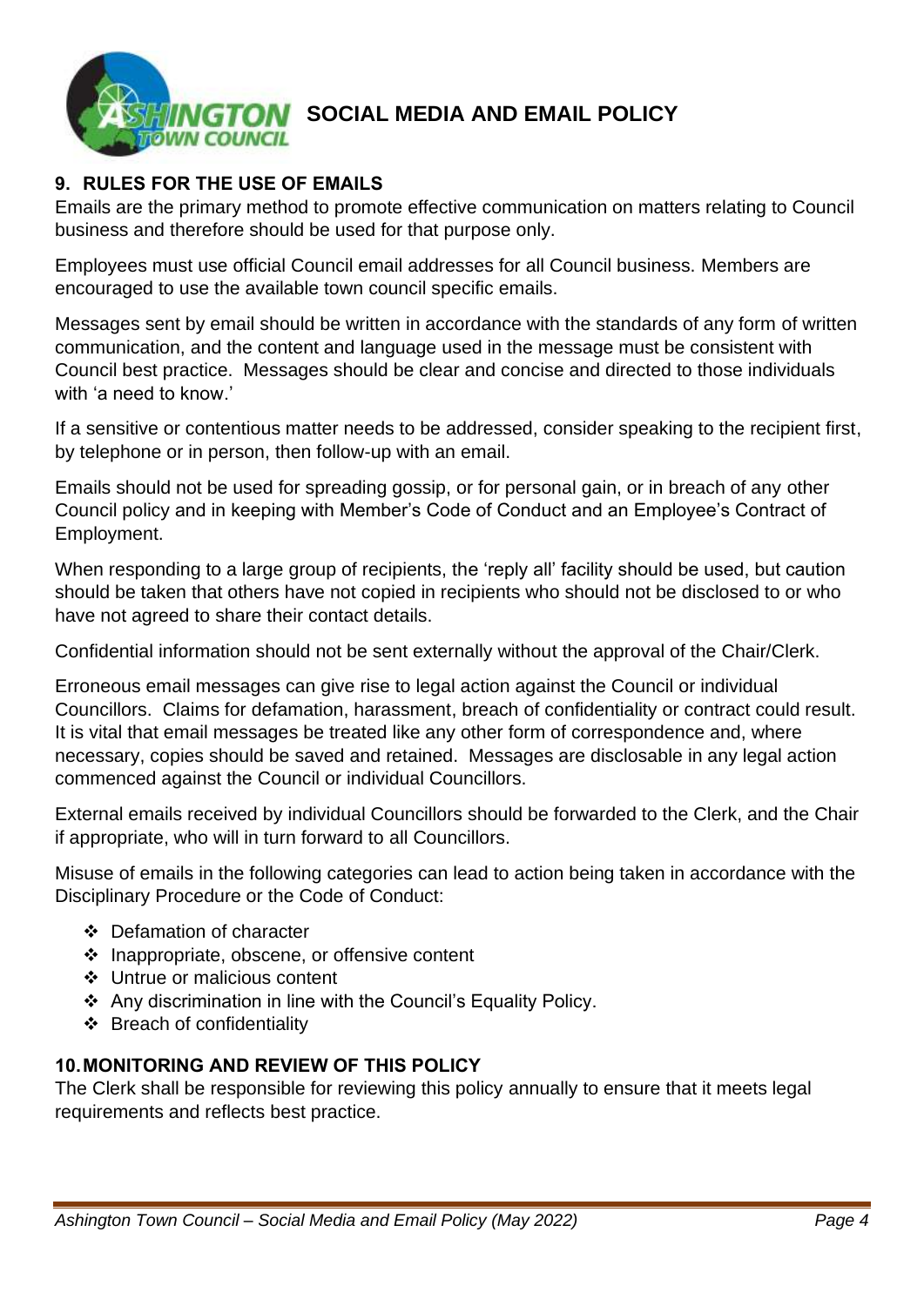## 9. RULES FOR THE USE OF EMAILS

Emails are the primary method to promote effective communication on matters relating to Council business and therefore should be used for that purpose only.

Employees must use official Council email addresses for all Council business. Members are encouraged to use the available town council specific emails.

Messages sent by email should be written in accordance with the standards of any form of written communication, and the content and language used in the message must be consistent with Council best practice. Messages should be clear and concise and directed to those individuals with 'a need to know.'

If a sensitive or contentious matter needs to be addressed, consider speaking to the recipient first, by telephone or in person, then follow-up with an email.

Emails should not be used for spreading gossip, or for personal gain, or in breach of any other Council policy and in keeping with Member's Code of Conduct and an Employee's Contract of Employment.

When responding to a large group of recipients, the 'reply all' facility should be used, but caution should be taken that others have not copied in recipients who should not be disclosed to or who have not agreed to share their contact details.

Confidential information should not be sent externally without the approval of the Chair/Clerk.

Erroneous email messages can give rise to legal action against the Council or individual Councillors. Claims for defamation, harassment, breach of confidentiality or contract could result. It is vital that email messages be treated like any other form of correspondence and, where necessary, copies should be saved and retained. Messages are disclosable in any legal action commenced against the Council or individual Councillors.

External emails received by individual Councillors should be forwarded to the Clerk, and the Chair if appropriate, who will in turn forward to all Councillors.

Misuse of emails in the following categories can lead to action being taken in accordance with the Disciplinary Procedure or the Code of Conduct:

- Defamation of character
- Inappropriate, obscene, or offensive content
- Untrue or malicious content
- Any discrimination in line with the Council's Equality Policy.
- Breach of confidentiality

## 10. MONITORING AND REVIEW OF THIS POLICY

The Clerk shall be responsible for reviewing this policy annually to ensure that it meets legal requirements and reflects best practice.